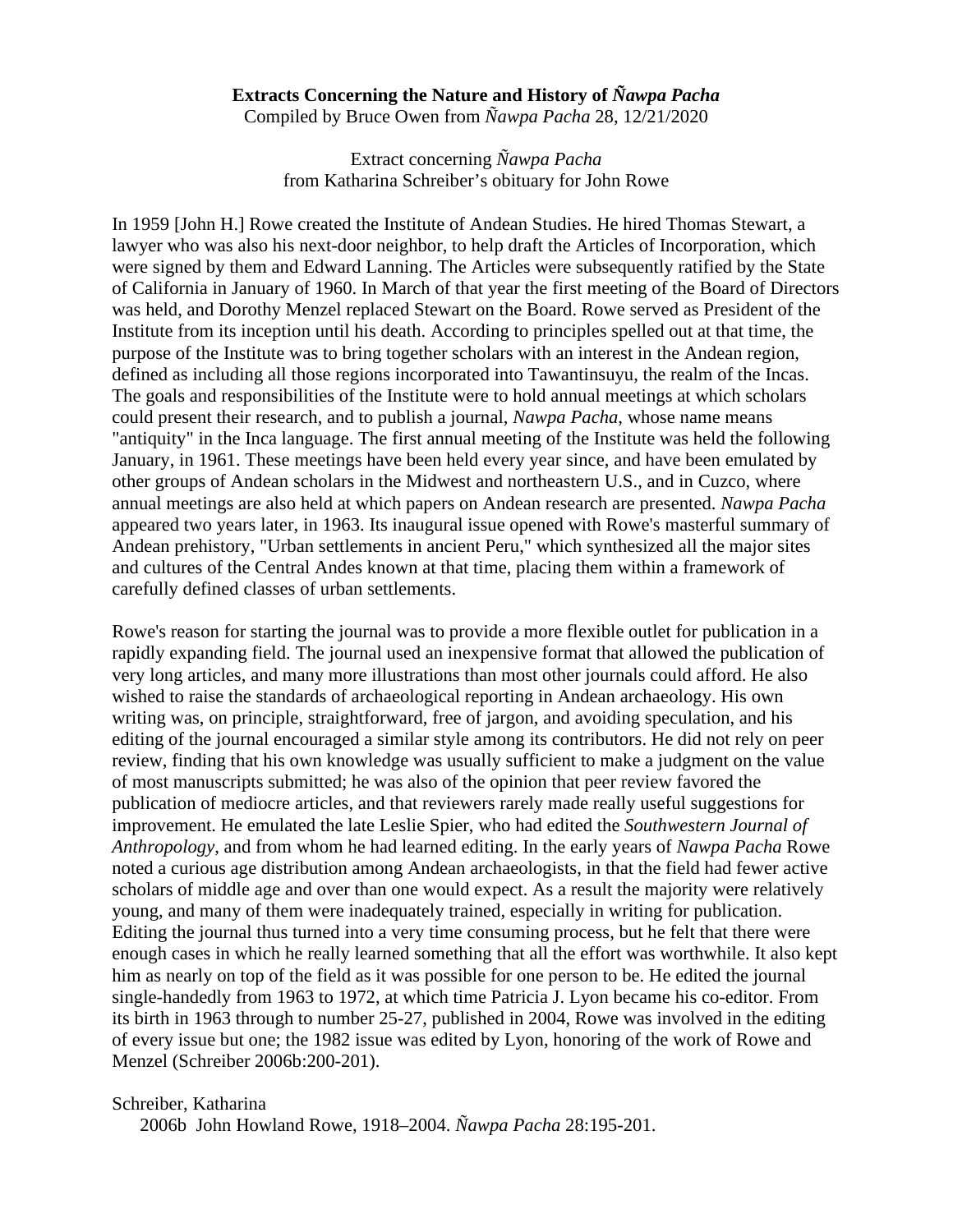**Extracts Concerning the Nature and History of *Ñawpa Pacha***
Compiled by Bruce Owen from *Ñawpa Pacha* 28, 12/21/2020

Extract concerning *Ñawpa Pacha*
from Katharina Schreiber's obituary for John Rowe

In 1959 [John H.] Rowe created the Institute of Andean Studies. He hired Thomas Stewart, a lawyer who was also his next-door neighbor, to help draft the Articles of Incorporation, which were signed by them and Edward Lanning. The Articles were subsequently ratified by the State of California in January of 1960. In March of that year the first meeting of the Board of Directors was held, and Dorothy Menzel replaced Stewart on the Board. Rowe served as President of the Institute from its inception until his death. According to principles spelled out at that time, the purpose of the Institute was to bring together scholars with an interest in the Andean region, defined as including all those regions incorporated into Tawantinsuyu, the realm of the Incas. The goals and responsibilities of the Institute were to hold annual meetings at which scholars could present their research, and to publish a journal, *Nawpa Pacha*, whose name means "antiquity" in the Inca language. The first annual meeting of the Institute was held the following January, in 1961. These meetings have been held every year since, and have been emulated by other groups of Andean scholars in the Midwest and northeastern U.S., and in Cuzco, where annual meetings are also held at which papers on Andean research are presented. *Nawpa Pacha* appeared two years later, in 1963. Its inaugural issue opened with Rowe's masterful summary of Andean prehistory, "Urban settlements in ancient Peru," which synthesized all the major sites and cultures of the Central Andes known at that time, placing them within a framework of carefully defined classes of urban settlements.

Rowe's reason for starting the journal was to provide a more flexible outlet for publication in a rapidly expanding field. The journal used an inexpensive format that allowed the publication of very long articles, and many more illustrations than most other journals could afford. He also wished to raise the standards of archaeological reporting in Andean archaeology. His own writing was, on principle, straightforward, free of jargon, and avoiding speculation, and his editing of the journal encouraged a similar style among its contributors. He did not rely on peer review, finding that his own knowledge was usually sufficient to make a judgment on the value of most manuscripts submitted; he was also of the opinion that peer review favored the publication of mediocre articles, and that reviewers rarely made really useful suggestions for improvement. He emulated the late Leslie Spier, who had edited the *Southwestern Journal of Anthropology*, and from whom he had learned editing. In the early years of *Nawpa Pacha* Rowe noted a curious age distribution among Andean archaeologists, in that the field had fewer active scholars of middle age and over than one would expect. As a result the majority were relatively young, and many of them were inadequately trained, especially in writing for publication. Editing the journal thus turned into a very time consuming process, but he felt that there were enough cases in which he really learned something that all the effort was worthwhile. It also kept him as nearly on top of the field as it was possible for one person to be. He edited the journal single-handedly from 1963 to 1972, at which time Patricia J. Lyon became his co-editor. From its birth in 1963 through to number 25-27, published in 2004, Rowe was involved in the editing of every issue but one; the 1982 issue was edited by Lyon, honoring of the work of Rowe and Menzel (Schreiber 2006b:200-201).

Schreiber, Katharina
2006b John Howland Rowe, 1918–2004. *Ñawpa Pacha* 28:195-201.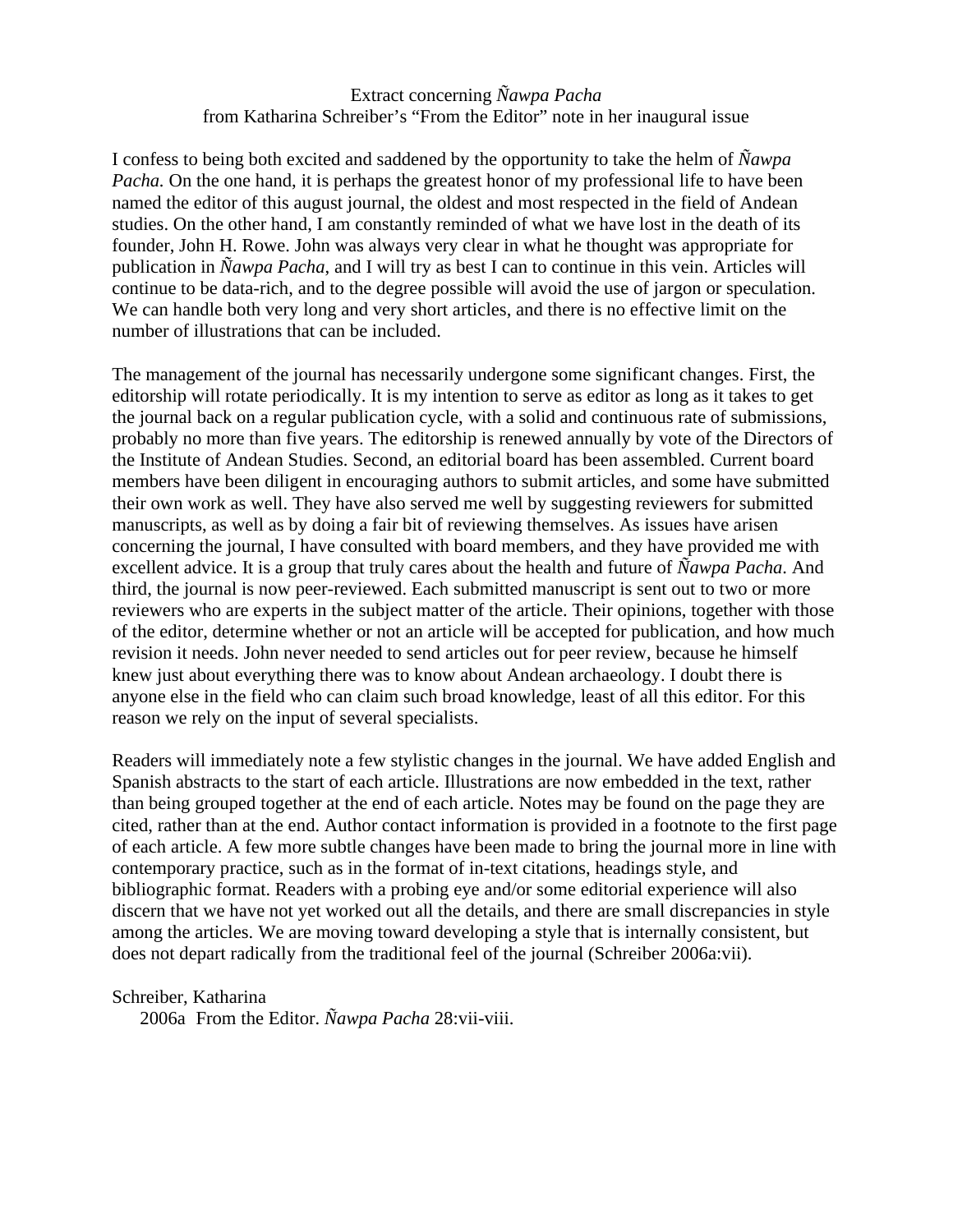Extract concerning *Ñawpa Pacha*
from Katharina Schreiber's "From the Editor" note in her inaugural issue

I confess to being both excited and saddened by the opportunity to take the helm of *Ñawpa Pacha.* On the one hand, it is perhaps the greatest honor of my professional life to have been named the editor of this august journal, the oldest and most respected in the field of Andean studies. On the other hand, I am constantly reminded of what we have lost in the death of its founder, John H. Rowe. John was always very clear in what he thought was appropriate for publication in *Ñawpa Pacha*, and I will try as best I can to continue in this vein. Articles will continue to be data-rich, and to the degree possible will avoid the use of jargon or speculation. We can handle both very long and very short articles, and there is no effective limit on the number of illustrations that can be included.

The management of the journal has necessarily undergone some significant changes. First, the editorship will rotate periodically. It is my intention to serve as editor as long as it takes to get the journal back on a regular publication cycle, with a solid and continuous rate of submissions, probably no more than five years. The editorship is renewed annually by vote of the Directors of the Institute of Andean Studies. Second, an editorial board has been assembled. Current board members have been diligent in encouraging authors to submit articles, and some have submitted their own work as well. They have also served me well by suggesting reviewers for submitted manuscripts, as well as by doing a fair bit of reviewing themselves. As issues have arisen concerning the journal, I have consulted with board members, and they have provided me with excellent advice. It is a group that truly cares about the health and future of *Ñawpa Pacha.* And third, the journal is now peer-reviewed. Each submitted manuscript is sent out to two or more reviewers who are experts in the subject matter of the article. Their opinions, together with those of the editor, determine whether or not an article will be accepted for publication, and how much revision it needs. John never needed to send articles out for peer review, because he himself knew just about everything there was to know about Andean archaeology. I doubt there is anyone else in the field who can claim such broad knowledge, least of all this editor. For this reason we rely on the input of several specialists.

Readers will immediately note a few stylistic changes in the journal. We have added English and Spanish abstracts to the start of each article. Illustrations are now embedded in the text, rather than being grouped together at the end of each article. Notes may be found on the page they are cited, rather than at the end. Author contact information is provided in a footnote to the first page of each article. A few more subtle changes have been made to bring the journal more in line with contemporary practice, such as in the format of in-text citations, headings style, and bibliographic format. Readers with a probing eye and/or some editorial experience will also discern that we have not yet worked out all the details, and there are small discrepancies in style among the articles. We are moving toward developing a style that is internally consistent, but does not depart radically from the traditional feel of the journal (Schreiber 2006a:vii).

Schreiber, Katharina
  2006a From the Editor. *Ñawpa Pacha* 28:vii-viii.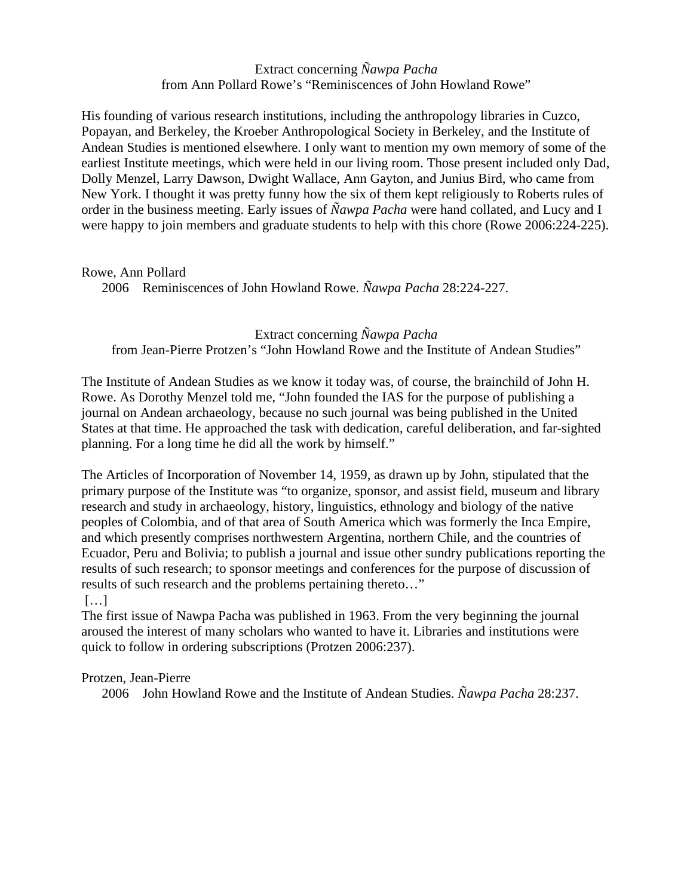Extract concerning *Ñawpa Pacha*
from Ann Pollard Rowe's "Reminiscences of John Howland Rowe"

His founding of various research institutions, including the anthropology libraries in Cuzco, Popayan, and Berkeley, the Kroeber Anthropological Society in Berkeley, and the Institute of Andean Studies is mentioned elsewhere. I only want to mention my own memory of some of the earliest Institute meetings, which were held in our living room. Those present included only Dad, Dolly Menzel, Larry Dawson, Dwight Wallace, Ann Gayton, and Junius Bird, who came from New York. I thought it was pretty funny how the six of them kept religiously to Roberts rules of order in the business meeting. Early issues of *Ñawpa Pacha* were hand collated, and Lucy and I were happy to join members and graduate students to help with this chore (Rowe 2006:224-225).

Rowe, Ann Pollard
2006 Reminiscences of John Howland Rowe. *Ñawpa Pacha* 28:224-227.

Extract concerning *Ñawpa Pacha*
from Jean-Pierre Protzen's "John Howland Rowe and the Institute of Andean Studies"

The Institute of Andean Studies as we know it today was, of course, the brainchild of John H. Rowe. As Dorothy Menzel told me, "John founded the IAS for the purpose of publishing a journal on Andean archaeology, because no such journal was being published in the United States at that time. He approached the task with dedication, careful deliberation, and far-sighted planning. For a long time he did all the work by himself."

The Articles of Incorporation of November 14, 1959, as drawn up by John, stipulated that the primary purpose of the Institute was "to organize, sponsor, and assist field, museum and library research and study in archaeology, history, linguistics, ethnology and biology of the native peoples of Colombia, and of that area of South America which was formerly the Inca Empire, and which presently comprises northwestern Argentina, northern Chile, and the countries of Ecuador, Peru and Bolivia; to publish a journal and issue other sundry publications reporting the results of such research; to sponsor meetings and conferences for the purpose of discussion of results of such research and the problems pertaining thereto…"
[…]
The first issue of Nawpa Pacha was published in 1963. From the very beginning the journal aroused the interest of many scholars who wanted to have it. Libraries and institutions were quick to follow in ordering subscriptions (Protzen 2006:237).

Protzen, Jean-Pierre
2006 John Howland Rowe and the Institute of Andean Studies. *Ñawpa Pacha* 28:237.